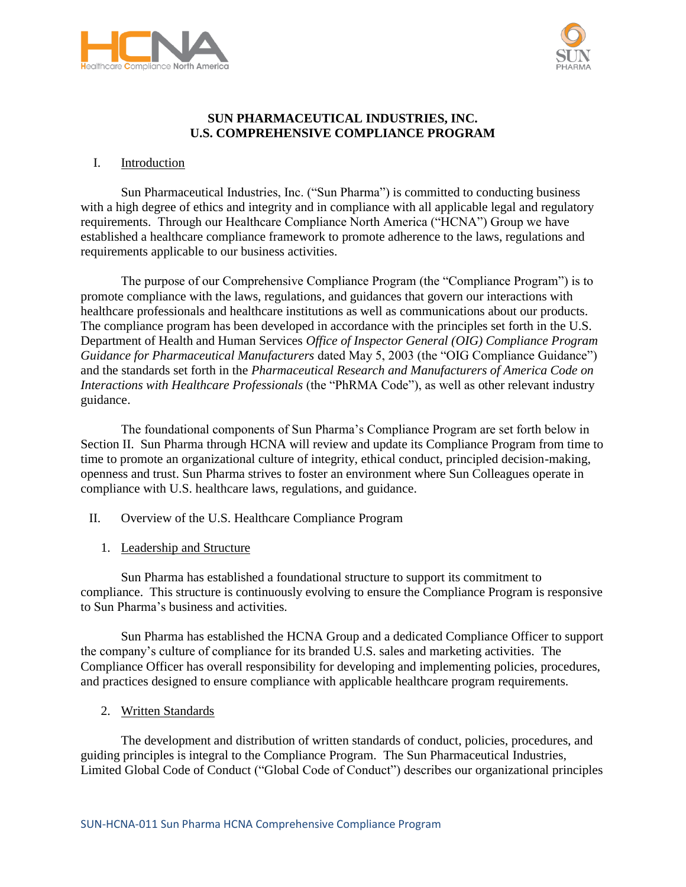# SUN PHARMACEUTICAL INDUSTRIES, INC.
# U.S. COMPREHENSIVE COMPLIANCE PROGRAM

## I. Introduction

Sun Pharmaceutical Industries, Inc. ("Sun Pharma") is committed to conducting business with a high degree of ethics and integrity and in compliance with all applicable legal and regulatory requirements. Through our Healthcare Compliance North America ("HCNA") Group we have established a healthcare compliance framework to promote adherence to the laws, regulations and requirements applicable to our business activities.

The purpose of our Comprehensive Compliance Program (the "Compliance Program") is to promote compliance with the laws, regulations, and guidances that govern our interactions with healthcare professionals and healthcare institutions as well as communications about our products. The compliance program has been developed in accordance with the principles set forth in the U.S. Department of Health and Human Services *Office of Inspector General (OIG) Compliance Program Guidance for Pharmaceutical Manufacturers* dated May 5, 2003 (the "OIG Compliance Guidance") and the standards set forth in the *Pharmaceutical Research and Manufacturers of America Code on Interactions with Healthcare Professionals* (the "PhRMA Code"), as well as other relevant industry guidance.

The foundational components of Sun Pharma's Compliance Program are set forth below in Section II. Sun Pharma through HCNA will review and update its Compliance Program from time to time to promote an organizational culture of integrity, ethical conduct, principled decision-making, openness and trust. Sun Pharma strives to foster an environment where Sun Colleagues operate in compliance with U.S. healthcare laws, regulations, and guidance.

## II. Overview of the U.S. Healthcare Compliance Program

### 1. Leadership and Structure

Sun Pharma has established a foundational structure to support its commitment to compliance. This structure is continuously evolving to ensure the Compliance Program is responsive to Sun Pharma's business and activities.

Sun Pharma has established the HCNA Group and a dedicated Compliance Officer to support the company's culture of compliance for its branded U.S. sales and marketing activities. The Compliance Officer has overall responsibility for developing and implementing policies, procedures, and practices designed to ensure compliance with applicable healthcare program requirements.

### 2. Written Standards

The development and distribution of written standards of conduct, policies, procedures, and guiding principles is integral to the Compliance Program. The Sun Pharmaceutical Industries, Limited Global Code of Conduct ("Global Code of Conduct") describes our organizational principles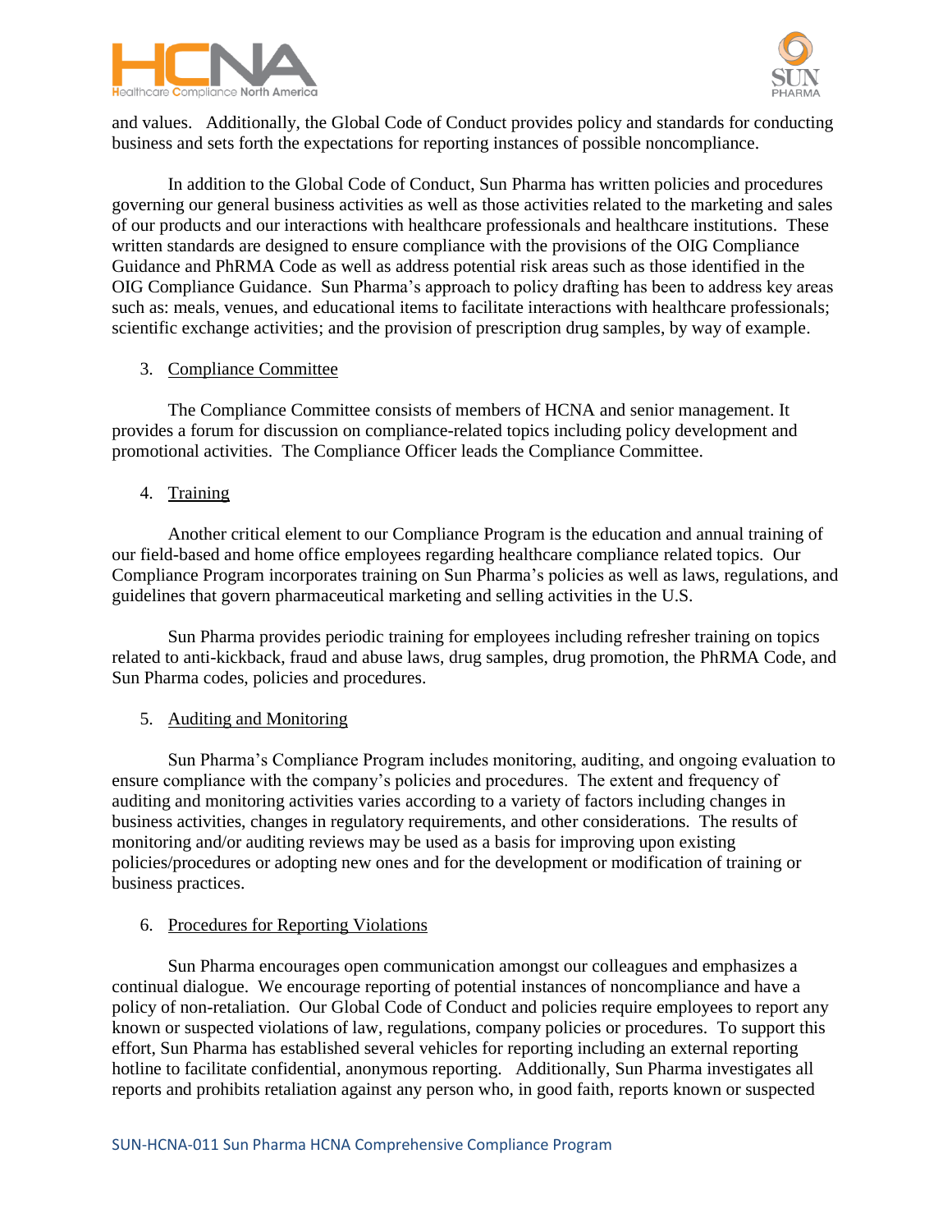and values. Additionally, the Global Code of Conduct provides policy and standards for conducting business and sets forth the expectations for reporting instances of possible noncompliance.

In addition to the Global Code of Conduct, Sun Pharma has written policies and procedures governing our general business activities as well as those activities related to the marketing and sales of our products and our interactions with healthcare professionals and healthcare institutions. These written standards are designed to ensure compliance with the provisions of the OIG Compliance Guidance and PhRMA Code as well as address potential risk areas such as those identified in the OIG Compliance Guidance. Sun Pharma's approach to policy drafting has been to address key areas such as: meals, venues, and educational items to facilitate interactions with healthcare professionals; scientific exchange activities; and the provision of prescription drug samples, by way of example.

3. Compliance Committee

The Compliance Committee consists of members of HCNA and senior management. It provides a forum for discussion on compliance-related topics including policy development and promotional activities. The Compliance Officer leads the Compliance Committee.

4. Training

Another critical element to our Compliance Program is the education and annual training of our field-based and home office employees regarding healthcare compliance related topics. Our Compliance Program incorporates training on Sun Pharma's policies as well as laws, regulations, and guidelines that govern pharmaceutical marketing and selling activities in the U.S.

Sun Pharma provides periodic training for employees including refresher training on topics related to anti-kickback, fraud and abuse laws, drug samples, drug promotion, the PhRMA Code, and Sun Pharma codes, policies and procedures.

5. Auditing and Monitoring

Sun Pharma's Compliance Program includes monitoring, auditing, and ongoing evaluation to ensure compliance with the company's policies and procedures. The extent and frequency of auditing and monitoring activities varies according to a variety of factors including changes in business activities, changes in regulatory requirements, and other considerations. The results of monitoring and/or auditing reviews may be used as a basis for improving upon existing policies/procedures or adopting new ones and for the development or modification of training or business practices.

6. Procedures for Reporting Violations

Sun Pharma encourages open communication amongst our colleagues and emphasizes a continual dialogue. We encourage reporting of potential instances of noncompliance and have a policy of non-retaliation. Our Global Code of Conduct and policies require employees to report any known or suspected violations of law, regulations, company policies or procedures. To support this effort, Sun Pharma has established several vehicles for reporting including an external reporting hotline to facilitate confidential, anonymous reporting. Additionally, Sun Pharma investigates all reports and prohibits retaliation against any person who, in good faith, reports known or suspected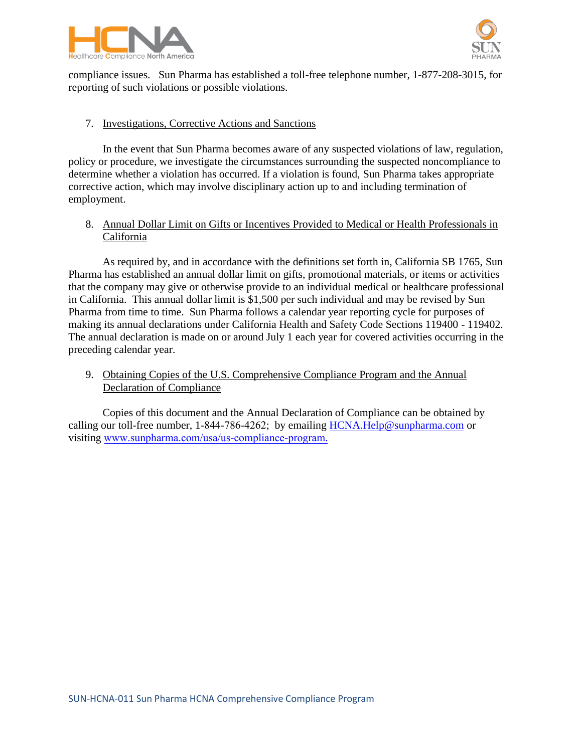compliance issues. Sun Pharma has established a toll-free telephone number, 1-877-208-3015, for reporting of such violations or possible violations.

7. Investigations, Corrective Actions and Sanctions

In the event that Sun Pharma becomes aware of any suspected violations of law, regulation, policy or procedure, we investigate the circumstances surrounding the suspected noncompliance to determine whether a violation has occurred. If a violation is found, Sun Pharma takes appropriate corrective action, which may involve disciplinary action up to and including termination of employment.

8. Annual Dollar Limit on Gifts or Incentives Provided to Medical or Health Professionals in California

As required by, and in accordance with the definitions set forth in, California SB 1765, Sun Pharma has established an annual dollar limit on gifts, promotional materials, or items or activities that the company may give or otherwise provide to an individual medical or healthcare professional in California. This annual dollar limit is $1,500 per such individual and may be revised by Sun Pharma from time to time. Sun Pharma follows a calendar year reporting cycle for purposes of making its annual declarations under California Health and Safety Code Sections 119400 - 119402. The annual declaration is made on or around July 1 each year for covered activities occurring in the preceding calendar year.

9. Obtaining Copies of the U.S. Comprehensive Compliance Program and the Annual Declaration of Compliance

Copies of this document and the Annual Declaration of Compliance can be obtained by calling our toll-free number, 1-844-786-4262; by emailing HCNA.Help@sunpharma.com or visiting www.sunpharma.com/usa/us-compliance-program.